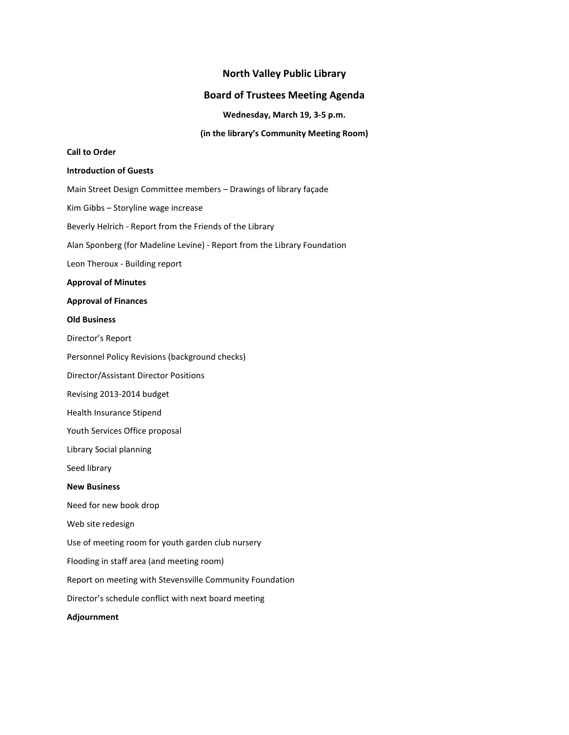# North Valley Public Library

## Board of Trustees Meeting Agenda

**Wednesday, March 19, 3-5 p.m.**

**(in the library's Community Meeting Room)**

**Call to Order**

**Introduction of Guests**

Main Street Design Committee members – Drawings of library façade

Kim Gibbs – Storyline wage increase

Beverly Helrich - Report from the Friends of the Library

Alan Sponberg (for Madeline Levine) - Report from the Library Foundation

Leon Theroux - Building report

**Approval of Minutes**

**Approval of Finances**

**Old Business**

Director's Report

Personnel Policy Revisions (background checks)

Director/Assistant Director Positions

Revising 2013-2014 budget

Health Insurance Stipend

Youth Services Office proposal

Library Social planning

Seed library

**New Business**

Need for new book drop

Web site redesign

Use of meeting room for youth garden club nursery

Flooding in staff area (and meeting room)

Report on meeting with Stevensville Community Foundation

Director's schedule conflict with next board meeting

**Adjournment**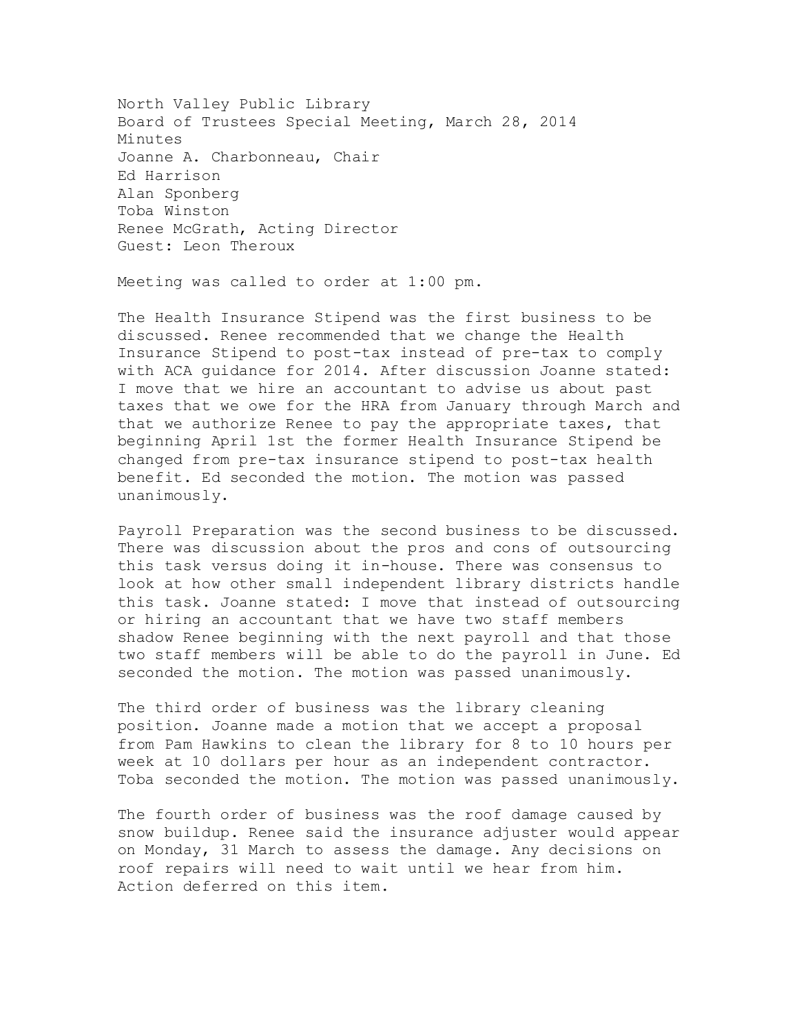North Valley Public Library
Board of Trustees Special Meeting, March 28, 2014
Minutes
Joanne A. Charbonneau, Chair
Ed Harrison
Alan Sponberg
Toba Winston
Renee McGrath, Acting Director
Guest: Leon Theroux

Meeting was called to order at 1:00 pm.

The Health Insurance Stipend was the first business to be discussed. Renee recommended that we change the Health Insurance Stipend to post-tax instead of pre-tax to comply with ACA guidance for 2014. After discussion Joanne stated: I move that we hire an accountant to advise us about past taxes that we owe for the HRA from January through March and that we authorize Renee to pay the appropriate taxes, that beginning April 1st the former Health Insurance Stipend be changed from pre-tax insurance stipend to post-tax health benefit. Ed seconded the motion. The motion was passed unanimously.

Payroll Preparation was the second business to be discussed. There was discussion about the pros and cons of outsourcing this task versus doing it in-house. There was consensus to look at how other small independent library districts handle this task. Joanne stated: I move that instead of outsourcing or hiring an accountant that we have two staff members shadow Renee beginning with the next payroll and that those two staff members will be able to do the payroll in June. Ed seconded the motion. The motion was passed unanimously.

The third order of business was the library cleaning position. Joanne made a motion that we accept a proposal from Pam Hawkins to clean the library for 8 to 10 hours per week at 10 dollars per hour as an independent contractor. Toba seconded the motion. The motion was passed unanimously.

The fourth order of business was the roof damage caused by snow buildup. Renee said the insurance adjuster would appear on Monday, 31 March to assess the damage. Any decisions on roof repairs will need to wait until we hear from him. Action deferred on this item.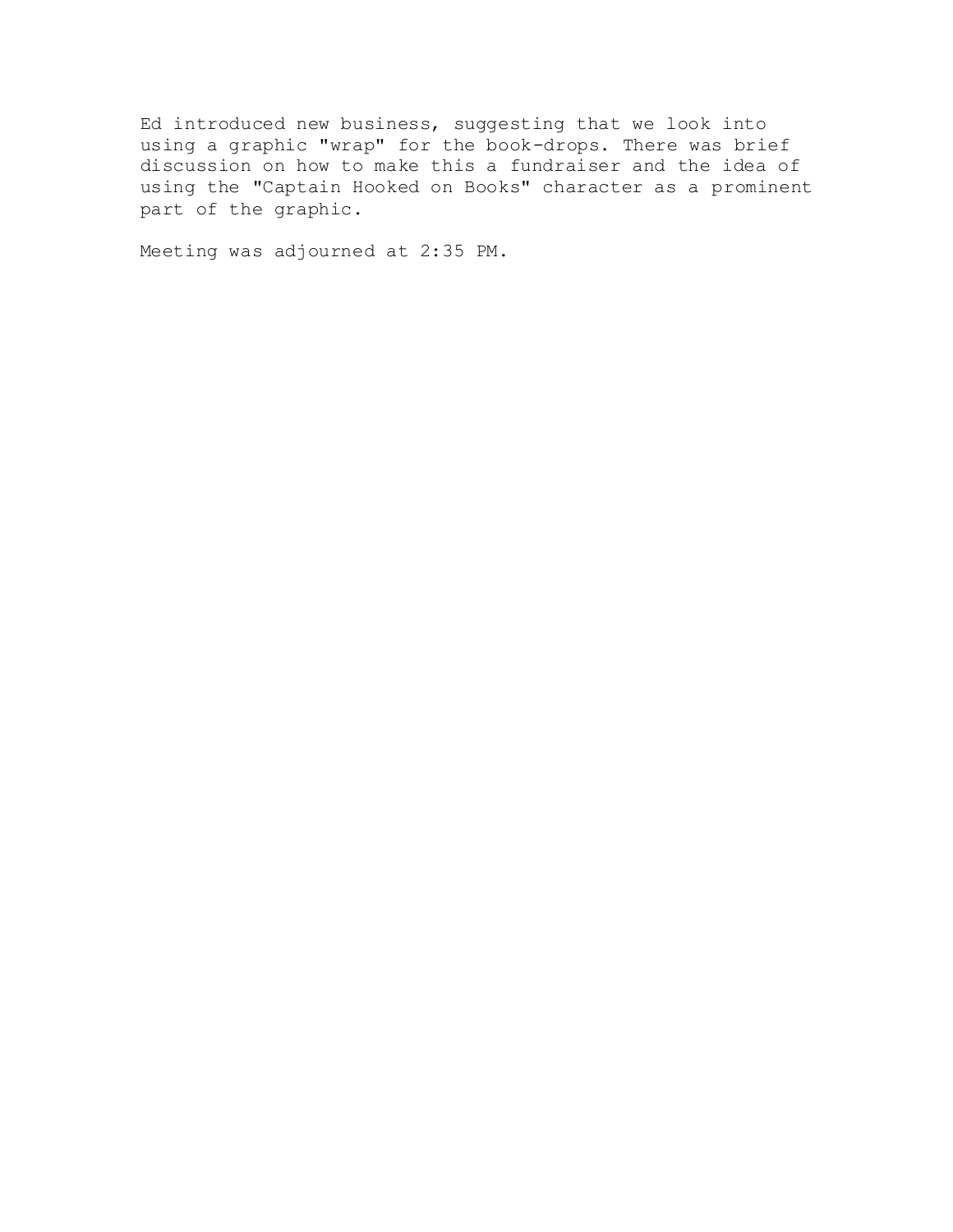Ed introduced new business, suggesting that we look into using a graphic "wrap" for the book-drops. There was brief discussion on how to make this a fundraiser and the idea of using the "Captain Hooked on Books" character as a prominent part of the graphic.

Meeting was adjourned at 2:35 PM.